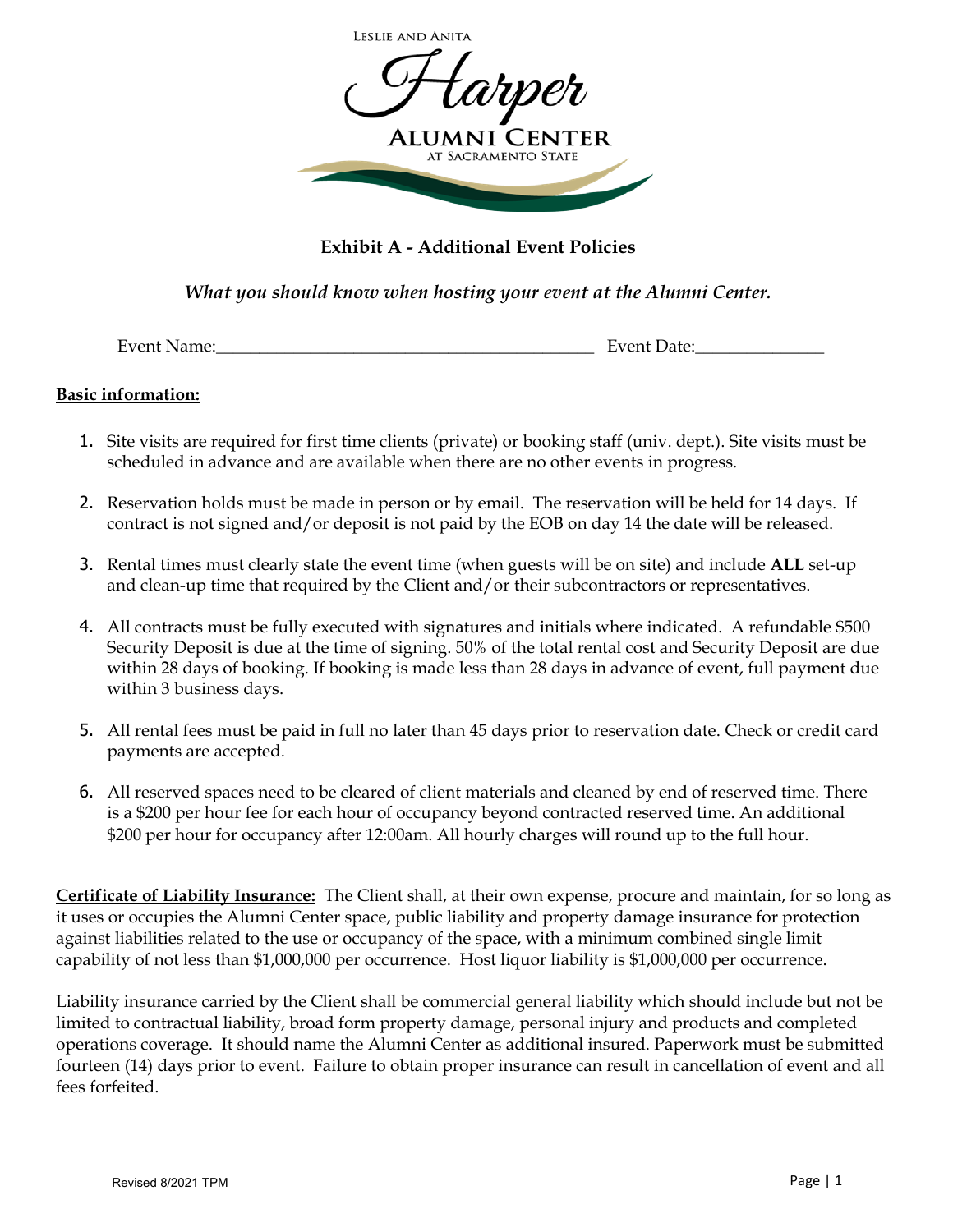Leslie and Anita Harper Alumni Center at Sacramento State

## Exhibit A - Additional Event Policies

*What you should know when hosting your event at the Alumni Center.*

Event Name:___________________________________________ Event Date:_______________

**Basic information:**

1. Site visits are required for first time clients (private) or booking staff (univ. dept.). Site visits must be scheduled in advance and are available when there are no other events in progress.
2. Reservation holds must be made in person or by email. The reservation will be held for 14 days. If contract is not signed and/or deposit is not paid by the EOB on day 14 the date will be released.
3. Rental times must clearly state the event time (when guests will be on site) and include **ALL** set-up and clean-up time that required by the Client and/or their subcontractors or representatives.
4. All contracts must be fully executed with signatures and initials where indicated. A refundable $500 Security Deposit is due at the time of signing. 50% of the total rental cost and Security Deposit are due within 28 days of booking. If booking is made less than 28 days in advance of event, full payment due within 3 business days.
5. All rental fees must be paid in full no later than 45 days prior to reservation date. Check or credit card payments are accepted.
6. All reserved spaces need to be cleared of client materials and cleaned by end of reserved time. There is a $200 per hour fee for each hour of occupancy beyond contracted reserved time. An additional $200 per hour for occupancy after 12:00am. All hourly charges will round up to the full hour.

**Certificate of Liability Insurance:** The Client shall, at their own expense, procure and maintain, for so long as it uses or occupies the Alumni Center space, public liability and property damage insurance for protection against liabilities related to the use or occupancy of the space, with a minimum combined single limit capability of not less than $1,000,000 per occurrence. Host liquor liability is $1,000,000 per occurrence.

Liability insurance carried by the Client shall be commercial general liability which should include but not be limited to contractual liability, broad form property damage, personal injury and products and completed operations coverage. It should name the Alumni Center as additional insured. Paperwork must be submitted fourteen (14) days prior to event. Failure to obtain proper insurance can result in cancellation of event and all fees forfeited.

Revised 8/2021 TPM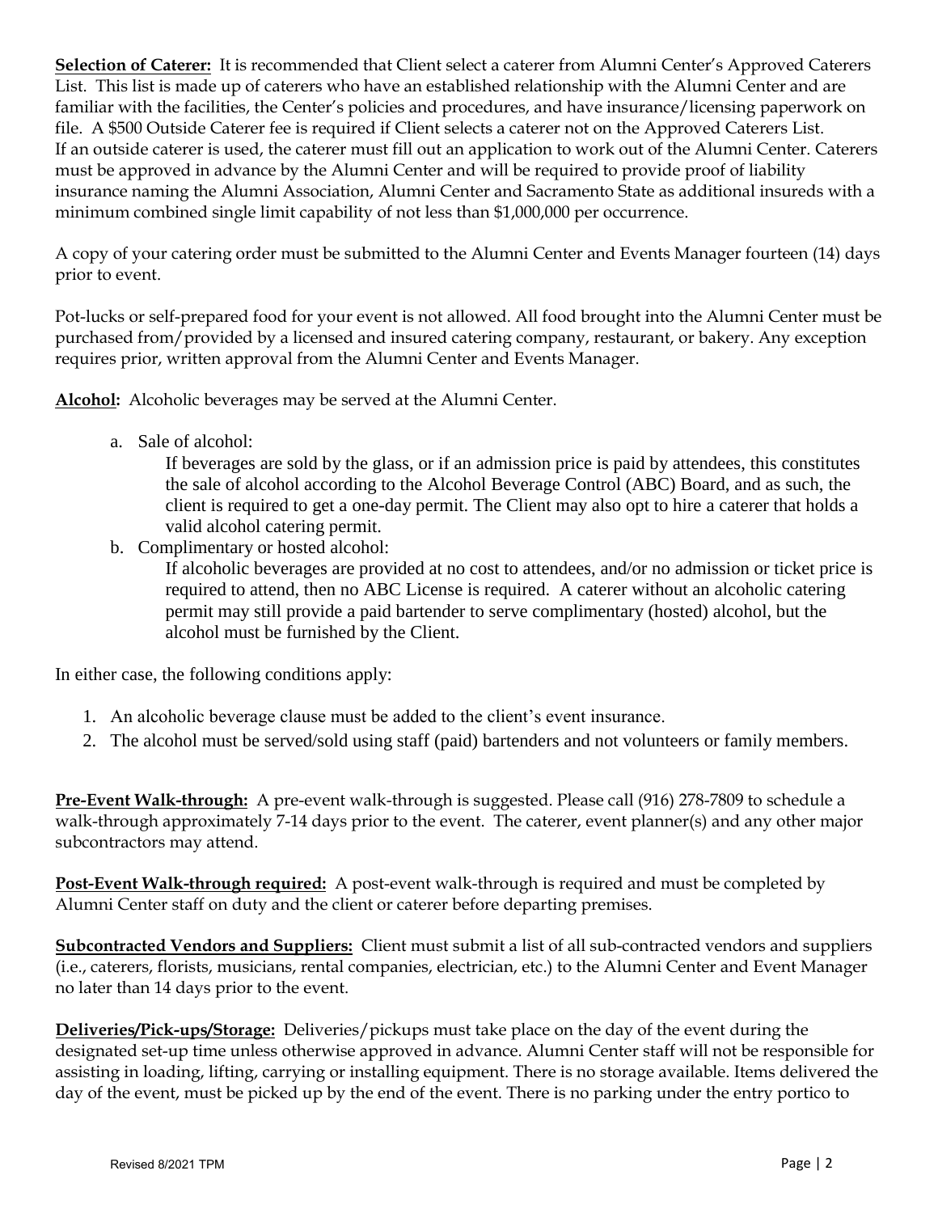**Selection of Caterer:** It is recommended that Client select a caterer from Alumni Center's Approved Caterers List. This list is made up of caterers who have an established relationship with the Alumni Center and are familiar with the facilities, the Center's policies and procedures, and have insurance/licensing paperwork on file. A $500 Outside Caterer fee is required if Client selects a caterer not on the Approved Caterers List. If an outside caterer is used, the caterer must fill out an application to work out of the Alumni Center. Caterers must be approved in advance by the Alumni Center and will be required to provide proof of liability insurance naming the Alumni Association, Alumni Center and Sacramento State as additional insureds with a minimum combined single limit capability of not less than $1,000,000 per occurrence.

A copy of your catering order must be submitted to the Alumni Center and Events Manager fourteen (14) days prior to event.

Pot-lucks or self-prepared food for your event is not allowed. All food brought into the Alumni Center must be purchased from/provided by a licensed and insured catering company, restaurant, or bakery. Any exception requires prior, written approval from the Alumni Center and Events Manager.

**Alcohol:** Alcoholic beverages may be served at the Alumni Center.

a. Sale of alcohol:
   If beverages are sold by the glass, or if an admission price is paid by attendees, this constitutes the sale of alcohol according to the Alcohol Beverage Control (ABC) Board, and as such, the client is required to get a one-day permit. The Client may also opt to hire a caterer that holds a valid alcohol catering permit.
b. Complimentary or hosted alcohol:
   If alcoholic beverages are provided at no cost to attendees, and/or no admission or ticket price is required to attend, then no ABC License is required. A caterer without an alcoholic catering permit may still provide a paid bartender to serve complimentary (hosted) alcohol, but the alcohol must be furnished by the Client.

In either case, the following conditions apply:

1. An alcoholic beverage clause must be added to the client's event insurance.
2. The alcohol must be served/sold using staff (paid) bartenders and not volunteers or family members.

**Pre-Event Walk-through:** A pre-event walk-through is suggested. Please call (916) 278-7809 to schedule a walk-through approximately 7-14 days prior to the event. The caterer, event planner(s) and any other major subcontractors may attend.

**Post-Event Walk-through required:** A post-event walk-through is required and must be completed by Alumni Center staff on duty and the client or caterer before departing premises.

**Subcontracted Vendors and Suppliers:** Client must submit a list of all sub-contracted vendors and suppliers (i.e., caterers, florists, musicians, rental companies, electrician, etc.) to the Alumni Center and Event Manager no later than 14 days prior to the event.

**Deliveries/Pick-ups/Storage:** Deliveries/pickups must take place on the day of the event during the designated set-up time unless otherwise approved in advance. Alumni Center staff will not be responsible for assisting in loading, lifting, carrying or installing equipment. There is no storage available. Items delivered the day of the event, must be picked up by the end of the event. There is no parking under the entry portico to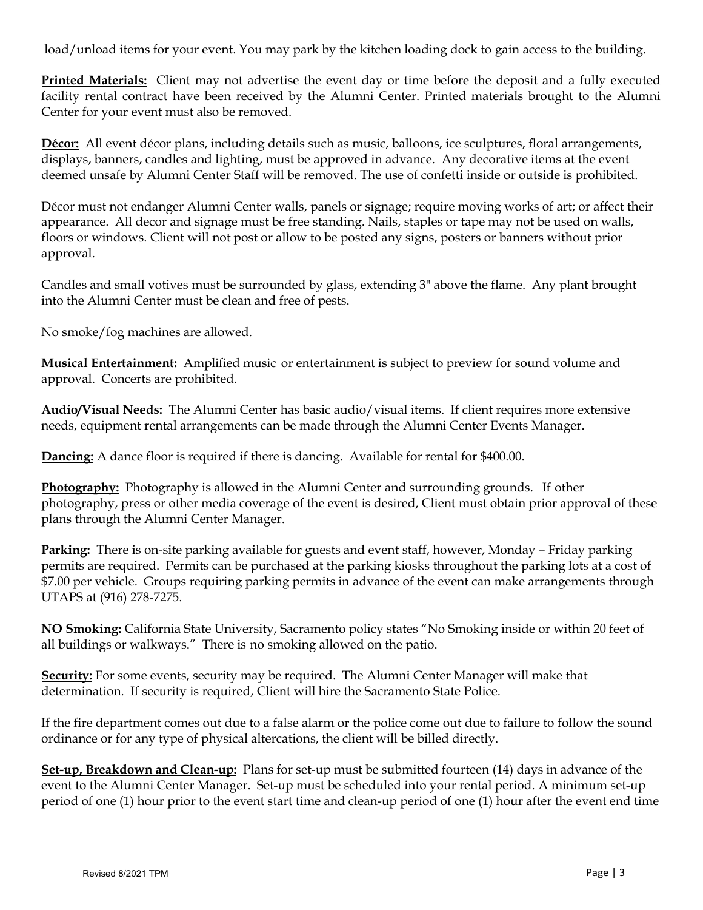load/unload items for your event. You may park by the kitchen loading dock to gain access to the building.

**Printed Materials:** Client may not advertise the event day or time before the deposit and a fully executed facility rental contract have been received by the Alumni Center. Printed materials brought to the Alumni Center for your event must also be removed.

**Décor:** All event décor plans, including details such as music, balloons, ice sculptures, floral arrangements, displays, banners, candles and lighting, must be approved in advance. Any decorative items at the event deemed unsafe by Alumni Center Staff will be removed. The use of confetti inside or outside is prohibited.

Décor must not endanger Alumni Center walls, panels or signage; require moving works of art; or affect their appearance. All decor and signage must be free standing. Nails, staples or tape may not be used on walls, floors or windows. Client will not post or allow to be posted any signs, posters or banners without prior approval.

Candles and small votives must be surrounded by glass, extending 3" above the flame. Any plant brought into the Alumni Center must be clean and free of pests.

No smoke/fog machines are allowed.

**Musical Entertainment:** Amplified music or entertainment is subject to preview for sound volume and approval. Concerts are prohibited.

**Audio/Visual Needs:** The Alumni Center has basic audio/visual items. If client requires more extensive needs, equipment rental arrangements can be made through the Alumni Center Events Manager.

**Dancing:** A dance floor is required if there is dancing. Available for rental for $400.00.

**Photography:** Photography is allowed in the Alumni Center and surrounding grounds. If other photography, press or other media coverage of the event is desired, Client must obtain prior approval of these plans through the Alumni Center Manager.

**Parking:** There is on-site parking available for guests and event staff, however, Monday – Friday parking permits are required. Permits can be purchased at the parking kiosks throughout the parking lots at a cost of $7.00 per vehicle. Groups requiring parking permits in advance of the event can make arrangements through UTAPS at (916) 278-7275.

**NO Smoking:** California State University, Sacramento policy states "No Smoking inside or within 20 feet of all buildings or walkways." There is no smoking allowed on the patio.

**Security:** For some events, security may be required. The Alumni Center Manager will make that determination. If security is required, Client will hire the Sacramento State Police.

If the fire department comes out due to a false alarm or the police come out due to failure to follow the sound ordinance or for any type of physical altercations, the client will be billed directly.

**Set-up, Breakdown and Clean-up:** Plans for set-up must be submitted fourteen (14) days in advance of the event to the Alumni Center Manager. Set-up must be scheduled into your rental period. A minimum set-up period of one (1) hour prior to the event start time and clean-up period of one (1) hour after the event end time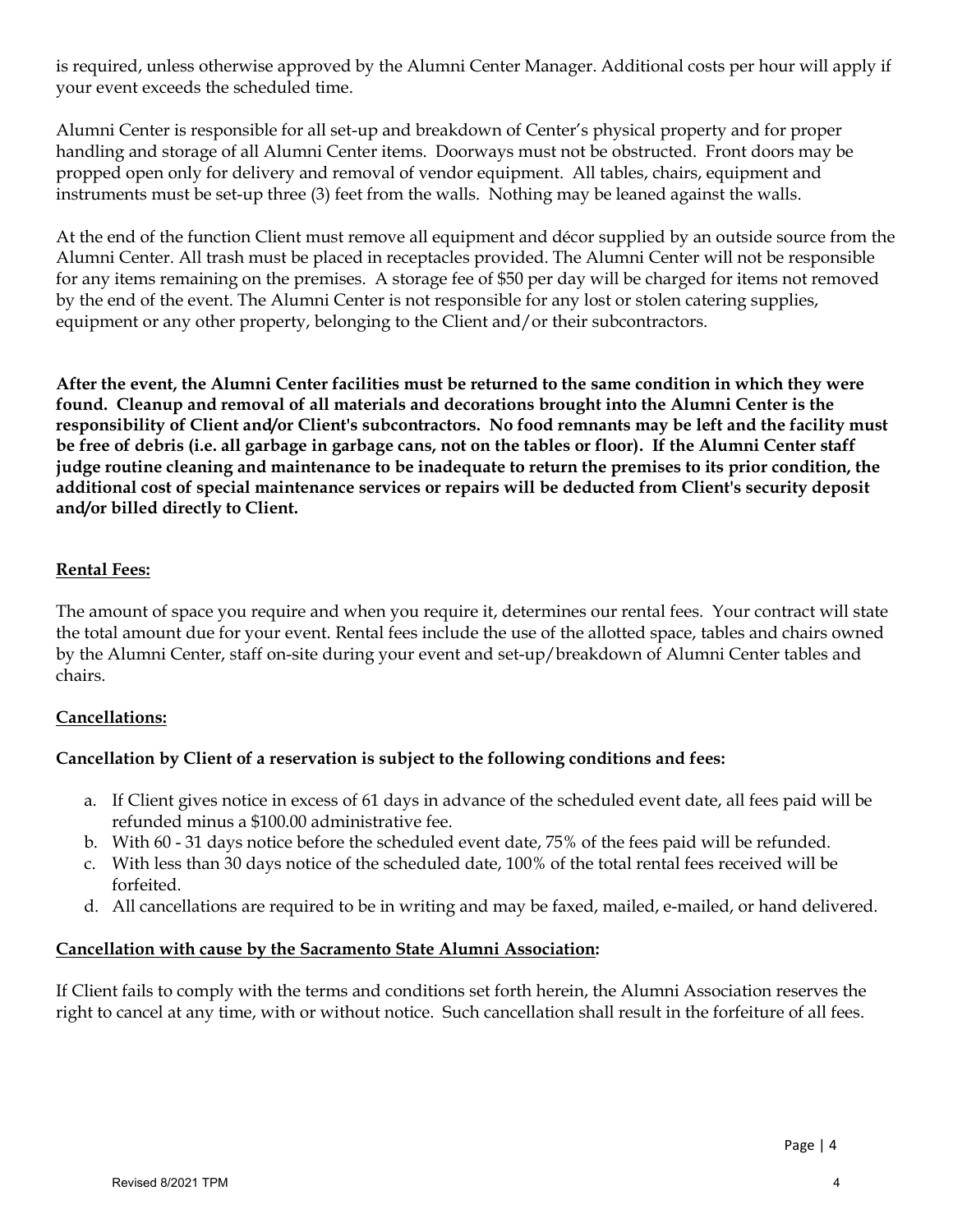is required, unless otherwise approved by the Alumni Center Manager. Additional costs per hour will apply if your event exceeds the scheduled time.

Alumni Center is responsible for all set-up and breakdown of Center's physical property and for proper handling and storage of all Alumni Center items. Doorways must not be obstructed. Front doors may be propped open only for delivery and removal of vendor equipment. All tables, chairs, equipment and instruments must be set-up three (3) feet from the walls. Nothing may be leaned against the walls.

At the end of the function Client must remove all equipment and décor supplied by an outside source from the Alumni Center. All trash must be placed in receptacles provided. The Alumni Center will not be responsible for any items remaining on the premises. A storage fee of $50 per day will be charged for items not removed by the end of the event. The Alumni Center is not responsible for any lost or stolen catering supplies, equipment or any other property, belonging to the Client and/or their subcontractors.

**After the event, the Alumni Center facilities must be returned to the same condition in which they were found. Cleanup and removal of all materials and decorations brought into the Alumni Center is the responsibility of Client and/or Client's subcontractors. No food remnants may be left and the facility must be free of debris (i.e. all garbage in garbage cans, not on the tables or floor). If the Alumni Center staff judge routine cleaning and maintenance to be inadequate to return the premises to its prior condition, the additional cost of special maintenance services or repairs will be deducted from Client's security deposit and/or billed directly to Client.**

**<u>Rental Fees:</u>**

The amount of space you require and when you require it, determines our rental fees. Your contract will state the total amount due for your event. Rental fees include the use of the allotted space, tables and chairs owned by the Alumni Center, staff on-site during your event and set-up/breakdown of Alumni Center tables and chairs.

**<u>Cancellations:</u>**

**Cancellation by Client of a reservation is subject to the following conditions and fees:**

a. If Client gives notice in excess of 61 days in advance of the scheduled event date, all fees paid will be refunded minus a $100.00 administrative fee.
b. With 60 - 31 days notice before the scheduled event date, 75% of the fees paid will be refunded.
c. With less than 30 days notice of the scheduled date, 100% of the total rental fees received will be forfeited.
d. All cancellations are required to be in writing and may be faxed, mailed, e-mailed, or hand delivered.

**<u>Cancellation with cause by the Sacramento State Alumni Association</u>:**

If Client fails to comply with the terms and conditions set forth herein, the Alumni Association reserves the right to cancel at any time, with or without notice. Such cancellation shall result in the forfeiture of all fees.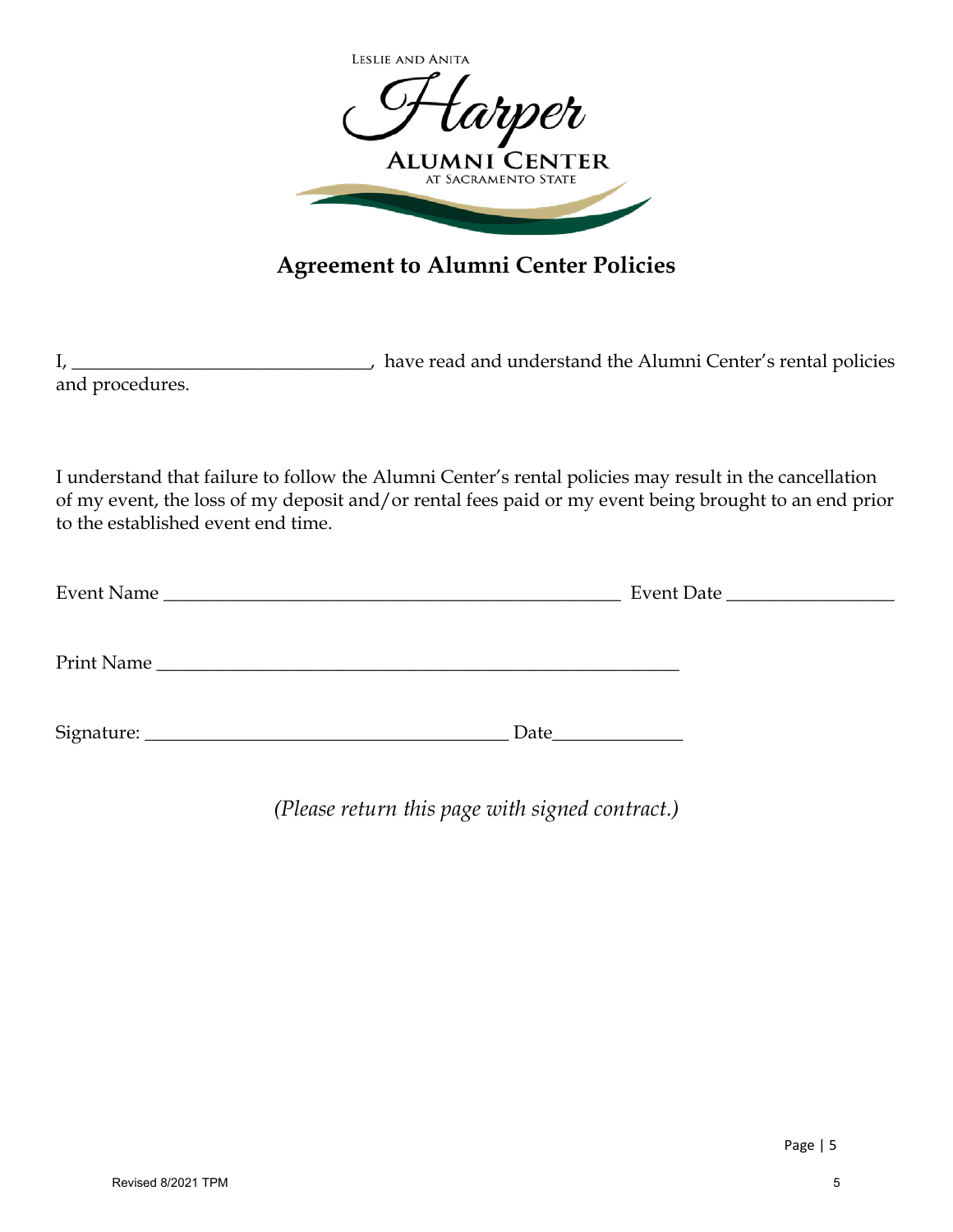Leslie and Anita Harper Alumni Center at Sacramento State

## Agreement to Alumni Center Policies

I, ________________________________, have read and understand the Alumni Center's rental policies and procedures.

I understand that failure to follow the Alumni Center's rental policies may result in the cancellation of my event, the loss of my deposit and/or rental fees paid or my event being brought to an end prior to the established event end time.

Event Name __________________________________________________ Event Date __________________

Print Name _________________________________________________________

Signature: _______________________________________ Date_____________

*(Please return this page with signed contract.)*

Revised 8/2021 TPM